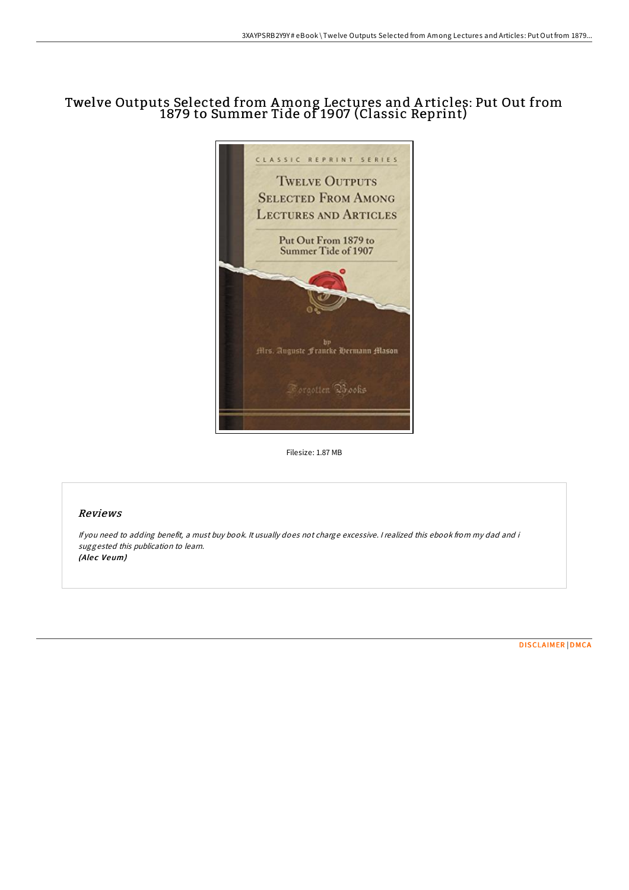# Twelve Outputs Selected from Among Lectures and Articles: Put Out from 1879 to Summer Tide of 1907 (Classic Reprint)

Filesize: 1.87 MB

## Reviews

*If you need to adding benefit, a must buy book. It usually does not charge excessive. I realized this ebook from my dad and i suggested this publication to learn.*
*(Alec Veum)*

DISCLAIMER | DMCA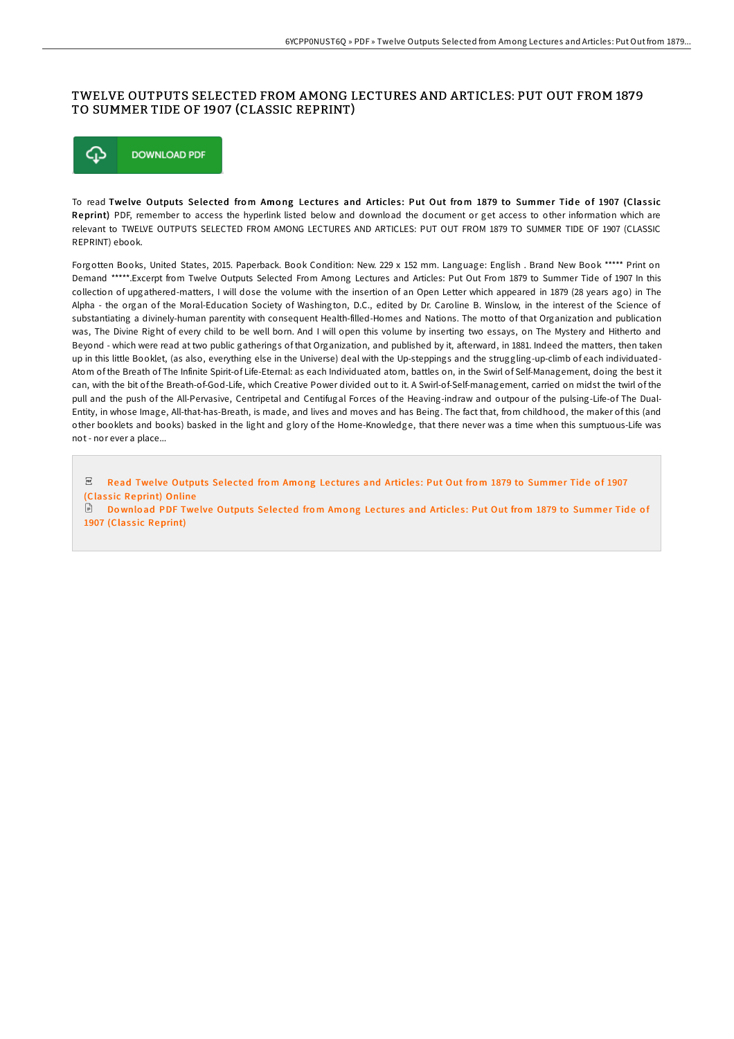# TWELVE OUTPUTS SELECTED FROM AMONG LECTURES AND ARTICLES: PUT OUT FROM 1879 TO SUMMER TIDE OF 1907 (CLASSIC REPRINT)

DOWNLOAD PDF

To read **Twelve Outputs Selected from Among Lectures and Articles: Put Out from 1879 to Summer Tide of 1907 (Classic Reprint)** PDF, remember to access the hyperlink listed below and download the document or get access to other information which are relevant to TWELVE OUTPUTS SELECTED FROM AMONG LECTURES AND ARTICLES: PUT OUT FROM 1879 TO SUMMER TIDE OF 1907 (CLASSIC REPRINT) ebook.

Forgotten Books, United States, 2015. Paperback. Book Condition: New. 229 x 152 mm. Language: English . Brand New Book ***** Print on Demand *****.Excerpt from Twelve Outputs Selected From Among Lectures and Articles: Put Out From 1879 to Summer Tide of 1907 In this collection of upgathered-matters, I will dose the volume with the insertion of an Open Letter which appeared in 1879 (28 years ago) in The Alpha - the organ of the Moral-Education Society of Washington, D.C., edited by Dr. Caroline B. Winslow, in the interest of the Science of substantiating a divinely-human parentity with consequent Health-filled-Homes and Nations. The motto of that Organization and publication was, The Divine Right of every child to be well born. And I will open this volume by inserting two essays, on The Mystery and Hitherto and Beyond - which were read at two public gatherings of that Organization, and published by it, afterward, in 1881. Indeed the matters, then taken up in this little Booklet, (as also, everything else in the Universe) deal with the Up-steppings and the struggling-up-climb of each individuated-Atom of the Breath of The Infinite Spirit-of Life-Eternal: as each Individuated atom, battles on, in the Swirl of Self-Management, doing the best it can, with the bit of the Breath-of-God-Life, which Creative Power divided out to it. A Swirl-of-Self-management, carried on midst the twirl of the pull and the push of the All-Pervasive, Centripetal and Centifugal Forces of the Heaving-indraw and outpour of the pulsing-Life-of The Dual-Entity, in whose Image, All-that-has-Breath, is made, and lives and moves and has Being. The fact that, from childhood, the maker of this (and other booklets and books) basked in the light and glory of the Home-Knowledge, that there never was a time when this sumptuous-Life was not - nor ever a place...

Read Twelve Outputs Selected from Among Lectures and Articles: Put Out from 1879 to Summer Tide of 1907 (Classic Reprint) Online

Download PDF Twelve Outputs Selected from Among Lectures and Articles: Put Out from 1879 to Summer Tide of 1907 (Classic Reprint)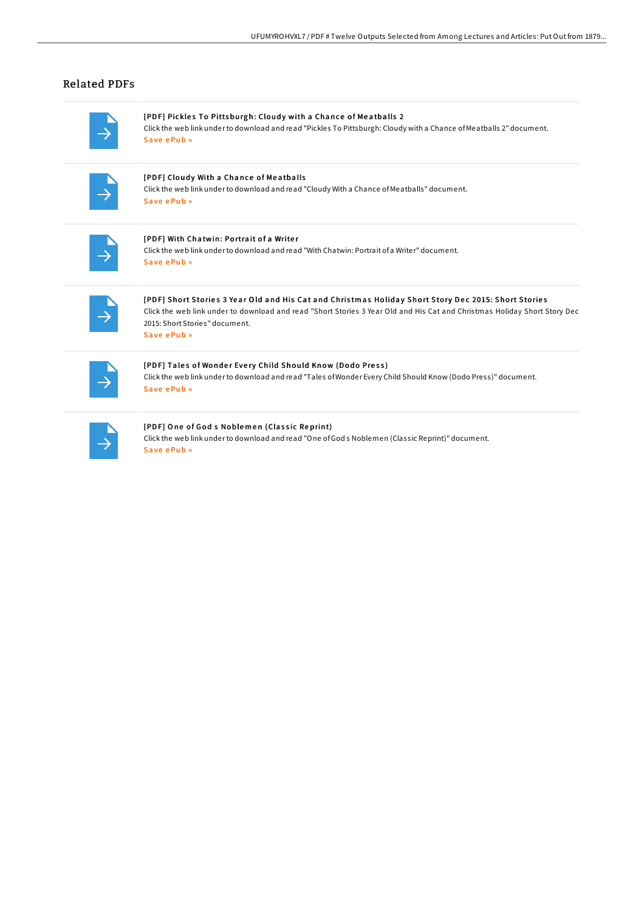## Related PDFs

**[PDF] Pickles To Pittsburgh: Cloudy with a Chance of Meatballs 2**
Click the web link under to download and read "Pickles To Pittsburgh: Cloudy with a Chance of Meatballs 2" document.
Save ePub »

**[PDF] Cloudy With a Chance of Meatballs**
Click the web link under to download and read "Cloudy With a Chance of Meatballs" document.
Save ePub »

**[PDF] With Chatwin: Portrait of a Writer**
Click the web link under to download and read "With Chatwin: Portrait of a Writer" document.
Save ePub »

**[PDF] Short Stories 3 Year Old and His Cat and Christmas Holiday Short Story Dec 2015: Short Stories**
Click the web link under to download and read "Short Stories 3 Year Old and His Cat and Christmas Holiday Short Story Dec 2015: Short Stories" document.
Save ePub »

**[PDF] Tales of Wonder Every Child Should Know (Dodo Press)**
Click the web link under to download and read "Tales of Wonder Every Child Should Know (Dodo Press)" document.
Save ePub »

**[PDF] One of God s Noblemen (Classic Reprint)**
Click the web link under to download and read "One of God s Noblemen (Classic Reprint)" document.
Save ePub »